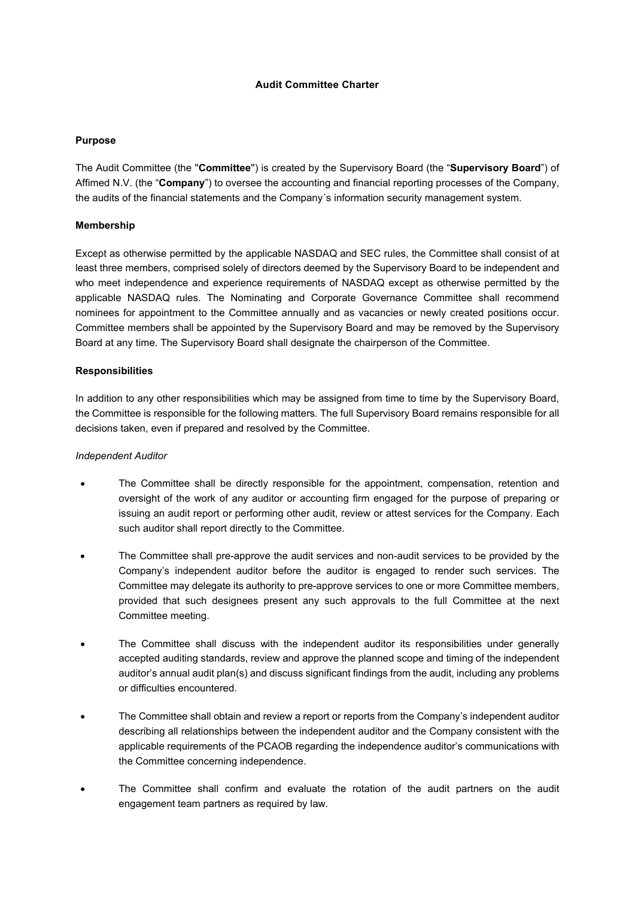# Audit Committee Charter

## Purpose

The Audit Committee (the "**Committee**") is created by the Supervisory Board (the "**Supervisory Board**") of Affimed N.V. (the "**Company**") to oversee the accounting and financial reporting processes of the Company, the audits of the financial statements and the Company´s information security management system.

## Membership

Except as otherwise permitted by the applicable NASDAQ and SEC rules, the Committee shall consist of at least three members, comprised solely of directors deemed by the Supervisory Board to be independent and who meet independence and experience requirements of NASDAQ except as otherwise permitted by the applicable NASDAQ rules. The Nominating and Corporate Governance Committee shall recommend nominees for appointment to the Committee annually and as vacancies or newly created positions occur. Committee members shall be appointed by the Supervisory Board and may be removed by the Supervisory Board at any time. The Supervisory Board shall designate the chairperson of the Committee.

## Responsibilities

In addition to any other responsibilities which may be assigned from time to time by the Supervisory Board, the Committee is responsible for the following matters. The full Supervisory Board remains responsible for all decisions taken, even if prepared and resolved by the Committee.

*Independent Auditor*

- The Committee shall be directly responsible for the appointment, compensation, retention and oversight of the work of any auditor or accounting firm engaged for the purpose of preparing or issuing an audit report or performing other audit, review or attest services for the Company. Each such auditor shall report directly to the Committee.
- The Committee shall pre-approve the audit services and non-audit services to be provided by the Company's independent auditor before the auditor is engaged to render such services. The Committee may delegate its authority to pre-approve services to one or more Committee members, provided that such designees present any such approvals to the full Committee at the next Committee meeting.
- The Committee shall discuss with the independent auditor its responsibilities under generally accepted auditing standards, review and approve the planned scope and timing of the independent auditor's annual audit plan(s) and discuss significant findings from the audit, including any problems or difficulties encountered.
- The Committee shall obtain and review a report or reports from the Company's independent auditor describing all relationships between the independent auditor and the Company consistent with the applicable requirements of the PCAOB regarding the independence auditor's communications with the Committee concerning independence.
- The Committee shall confirm and evaluate the rotation of the audit partners on the audit engagement team partners as required by law.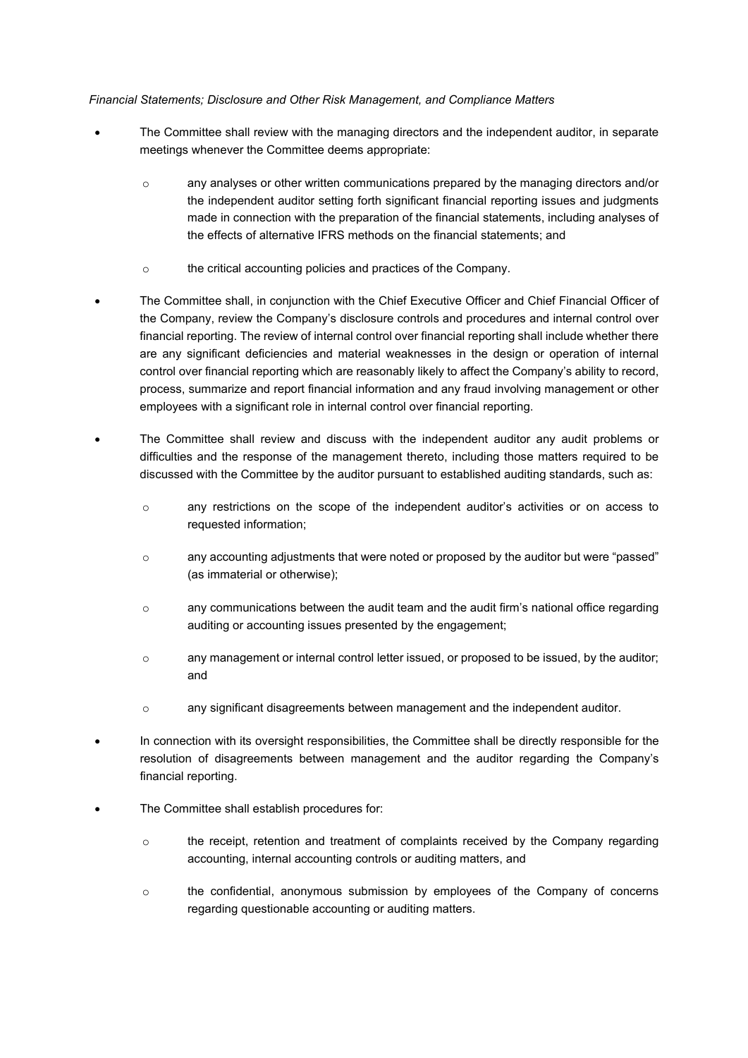*Financial Statements; Disclosure and Other Risk Management, and Compliance Matters*

- The Committee shall review with the managing directors and the independent auditor, in separate meetings whenever the Committee deems appropriate:
  - any analyses or other written communications prepared by the managing directors and/or the independent auditor setting forth significant financial reporting issues and judgments made in connection with the preparation of the financial statements, including analyses of the effects of alternative IFRS methods on the financial statements; and
  - the critical accounting policies and practices of the Company.
- The Committee shall, in conjunction with the Chief Executive Officer and Chief Financial Officer of the Company, review the Company's disclosure controls and procedures and internal control over financial reporting. The review of internal control over financial reporting shall include whether there are any significant deficiencies and material weaknesses in the design or operation of internal control over financial reporting which are reasonably likely to affect the Company's ability to record, process, summarize and report financial information and any fraud involving management or other employees with a significant role in internal control over financial reporting.
- The Committee shall review and discuss with the independent auditor any audit problems or difficulties and the response of the management thereto, including those matters required to be discussed with the Committee by the auditor pursuant to established auditing standards, such as:
  - any restrictions on the scope of the independent auditor's activities or on access to requested information;
  - any accounting adjustments that were noted or proposed by the auditor but were "passed" (as immaterial or otherwise);
  - any communications between the audit team and the audit firm's national office regarding auditing or accounting issues presented by the engagement;
  - any management or internal control letter issued, or proposed to be issued, by the auditor; and
  - any significant disagreements between management and the independent auditor.
- In connection with its oversight responsibilities, the Committee shall be directly responsible for the resolution of disagreements between management and the auditor regarding the Company's financial reporting.
- The Committee shall establish procedures for:
  - the receipt, retention and treatment of complaints received by the Company regarding accounting, internal accounting controls or auditing matters, and
  - the confidential, anonymous submission by employees of the Company of concerns regarding questionable accounting or auditing matters.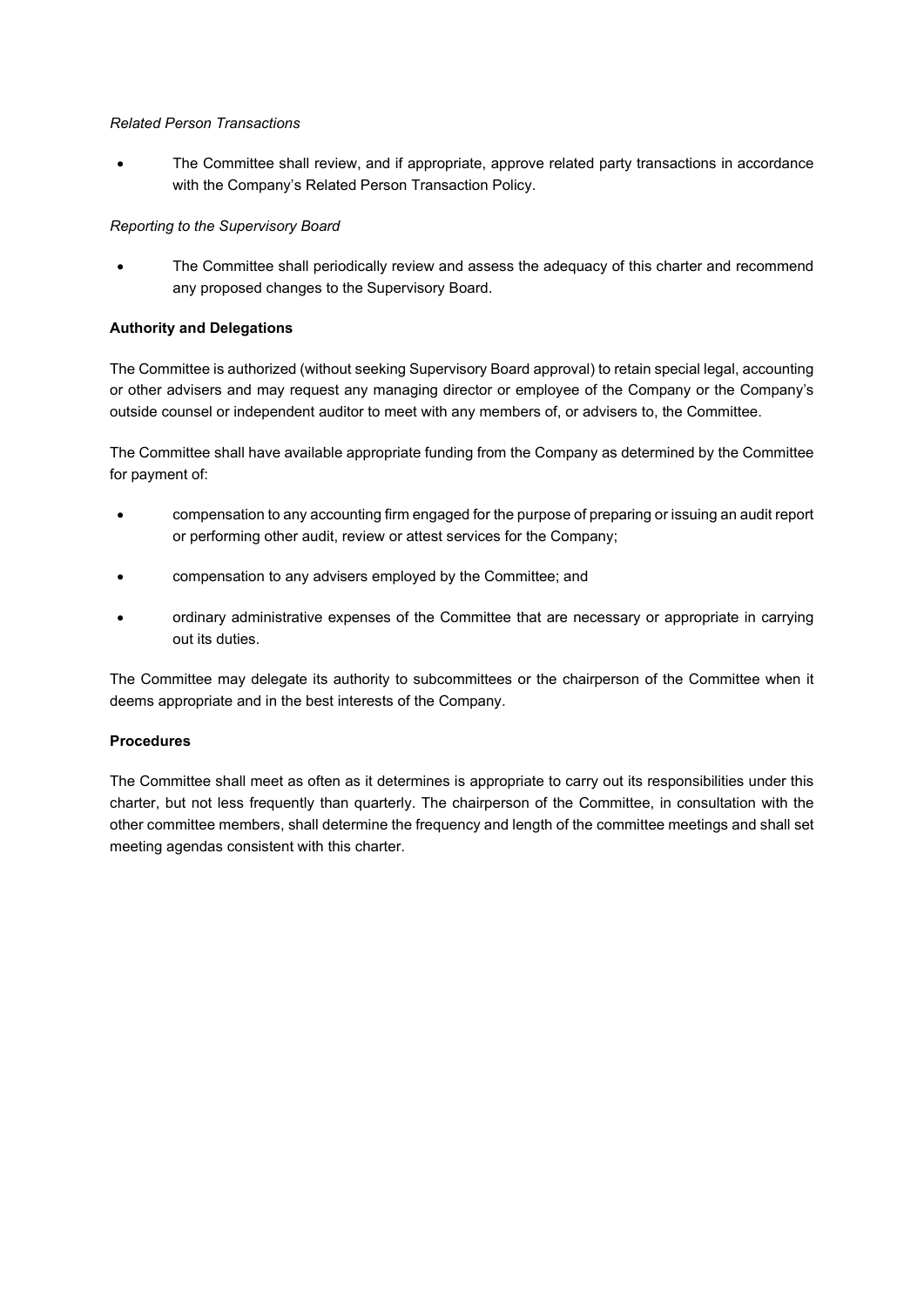*Related Person Transactions*

- The Committee shall review, and if appropriate, approve related party transactions in accordance with the Company's Related Person Transaction Policy.

*Reporting to the Supervisory Board*

- The Committee shall periodically review and assess the adequacy of this charter and recommend any proposed changes to the Supervisory Board.

**Authority and Delegations**

The Committee is authorized (without seeking Supervisory Board approval) to retain special legal, accounting or other advisers and may request any managing director or employee of the Company or the Company's outside counsel or independent auditor to meet with any members of, or advisers to, the Committee.

The Committee shall have available appropriate funding from the Company as determined by the Committee for payment of:

- compensation to any accounting firm engaged for the purpose of preparing or issuing an audit report or performing other audit, review or attest services for the Company;
- compensation to any advisers employed by the Committee; and
- ordinary administrative expenses of the Committee that are necessary or appropriate in carrying out its duties.

The Committee may delegate its authority to subcommittees or the chairperson of the Committee when it deems appropriate and in the best interests of the Company.

**Procedures**

The Committee shall meet as often as it determines is appropriate to carry out its responsibilities under this charter, but not less frequently than quarterly. The chairperson of the Committee, in consultation with the other committee members, shall determine the frequency and length of the committee meetings and shall set meeting agendas consistent with this charter.